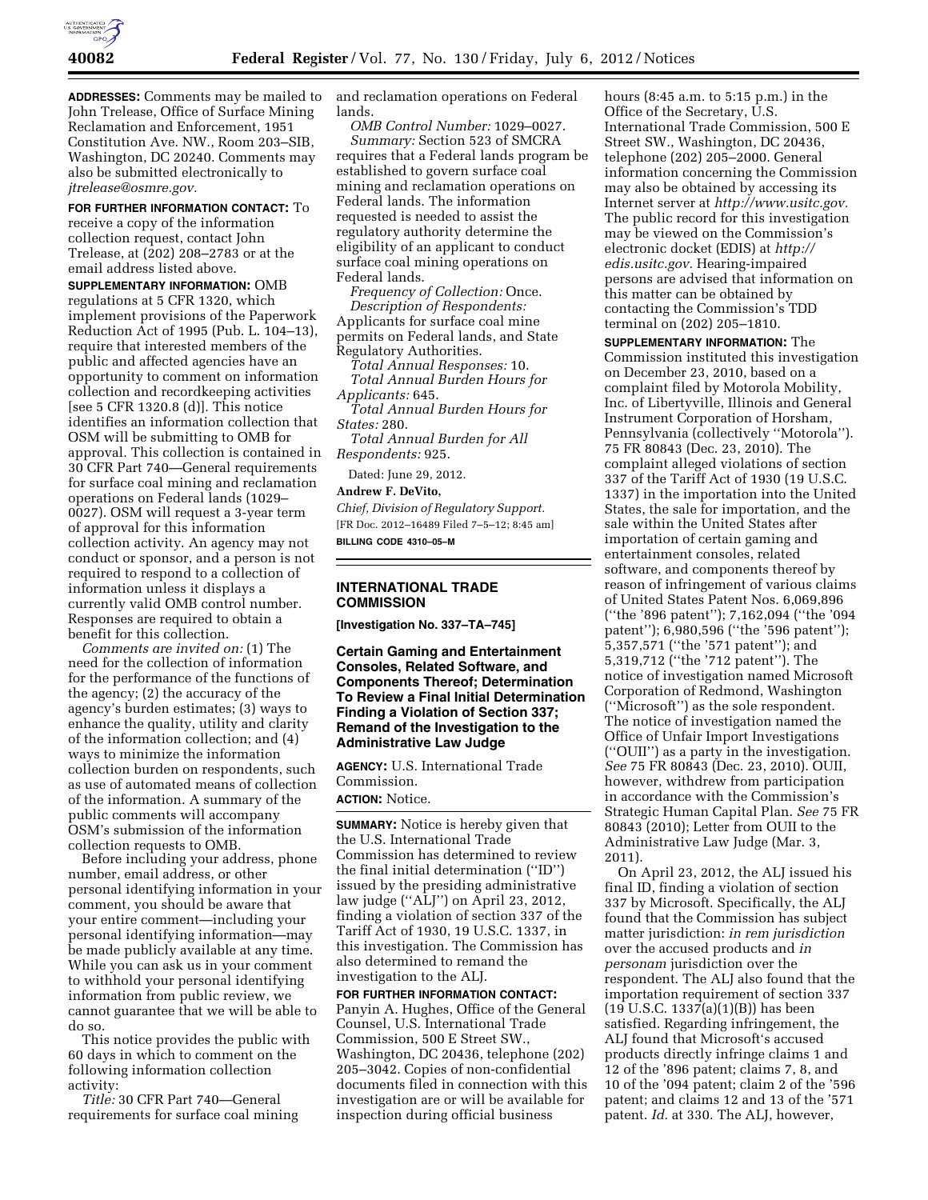**ADDRESSES:** Comments may be mailed to John Trelease, Office of Surface Mining Reclamation and Enforcement, 1951 Constitution Ave. NW., Room 203–SIB, Washington, DC 20240. Comments may also be submitted electronically to *jtrelease@osmre.gov.*

**FOR FURTHER INFORMATION CONTACT:** To receive a copy of the information collection request, contact John Trelease, at (202) 208–2783 or at the email address listed above.

**SUPPLEMENTARY INFORMATION:** OMB regulations at 5 CFR 1320, which implement provisions of the Paperwork Reduction Act of 1995 (Pub. L. 104–13), require that interested members of the public and affected agencies have an opportunity to comment on information collection and recordkeeping activities [see 5 CFR 1320.8 (d)]. This notice identifies an information collection that OSM will be submitting to OMB for approval. This collection is contained in 30 CFR Part 740—General requirements for surface coal mining and reclamation operations on Federal lands (1029–0027). OSM will request a 3-year term of approval for this information collection activity. An agency may not conduct or sponsor, and a person is not required to respond to a collection of information unless it displays a currently valid OMB control number. Responses are required to obtain a benefit for this collection.

*Comments are invited on:* (1) The need for the collection of information for the performance of the functions of the agency; (2) the accuracy of the agency's burden estimates; (3) ways to enhance the quality, utility and clarity of the information collection; and (4) ways to minimize the information collection burden on respondents, such as use of automated means of collection of the information. A summary of the public comments will accompany OSM's submission of the information collection requests to OMB.

Before including your address, phone number, email address, or other personal identifying information in your comment, you should be aware that your entire comment—including your personal identifying information—may be made publicly available at any time. While you can ask us in your comment to withhold your personal identifying information from public review, we cannot guarantee that we will be able to do so.

This notice provides the public with 60 days in which to comment on the following information collection activity:

*Title:* 30 CFR Part 740—General requirements for surface coal mining and reclamation operations on Federal lands.

*OMB Control Number:* 1029–0027.

*Summary:* Section 523 of SMCRA requires that a Federal lands program be established to govern surface coal mining and reclamation operations on Federal lands. The information requested is needed to assist the regulatory authority determine the eligibility of an applicant to conduct surface coal mining operations on Federal lands.

*Frequency of Collection:* Once.

*Description of Respondents:* Applicants for surface coal mine permits on Federal lands, and State Regulatory Authorities.

*Total Annual Responses:* 10.

*Total Annual Burden Hours for Applicants:* 645.

*Total Annual Burden Hours for States:* 280.

*Total Annual Burden for All Respondents:* 925.

Dated: June 29, 2012.

**Andrew F. DeVito,**

*Chief, Division of Regulatory Support.*

[FR Doc. 2012–16489 Filed 7–5–12; 8:45 am]

**BILLING CODE 4310–05–M**

---

## INTERNATIONAL TRADE COMMISSION

**[Investigation No. 337–TA–745]**

### Certain Gaming and Entertainment Consoles, Related Software, and Components Thereof; Determination To Review a Final Initial Determination Finding a Violation of Section 337; Remand of the Investigation to the Administrative Law Judge

**AGENCY:** U.S. International Trade Commission.

**ACTION:** Notice.

**SUMMARY:** Notice is hereby given that the U.S. International Trade Commission has determined to review the final initial determination ("ID") issued by the presiding administrative law judge ("ALJ") on April 23, 2012, finding a violation of section 337 of the Tariff Act of 1930, 19 U.S.C. 1337, in this investigation. The Commission has also determined to remand the investigation to the ALJ.

**FOR FURTHER INFORMATION CONTACT:** Panyin A. Hughes, Office of the General Counsel, U.S. International Trade Commission, 500 E Street SW., Washington, DC 20436, telephone (202) 205–3042. Copies of non-confidential documents filed in connection with this investigation are or will be available for inspection during official business hours (8:45 a.m. to 5:15 p.m.) in the Office of the Secretary, U.S. International Trade Commission, 500 E Street SW., Washington, DC 20436, telephone (202) 205–2000. General information concerning the Commission may also be obtained by accessing its Internet server at *http://www.usitc.gov.* The public record for this investigation may be viewed on the Commission's electronic docket (EDIS) at *http://edis.usitc.gov.* Hearing-impaired persons are advised that information on this matter can be obtained by contacting the Commission's TDD terminal on (202) 205–1810.

**SUPPLEMENTARY INFORMATION:** The Commission instituted this investigation on December 23, 2010, based on a complaint filed by Motorola Mobility, Inc. of Libertyville, Illinois and General Instrument Corporation of Horsham, Pennsylvania (collectively "Motorola"). 75 FR 80843 (Dec. 23, 2010). The complaint alleged violations of section 337 of the Tariff Act of 1930 (19 U.S.C. 1337) in the importation into the United States, the sale for importation, and the sale within the United States after importation of certain gaming and entertainment consoles, related software, and components thereof by reason of infringement of various claims of United States Patent Nos. 6,069,896 ("the '896 patent"); 7,162,094 ("the '094 patent"); 6,980,596 ("the '596 patent"); 5,357,571 ("the '571 patent"); and 5,319,712 ("the '712 patent"). The notice of investigation named Microsoft Corporation of Redmond, Washington ("Microsoft") as the sole respondent. The notice of investigation named the Office of Unfair Import Investigations ("OUII") as a party in the investigation. *See* 75 FR 80843 (Dec. 23, 2010). OUII, however, withdrew from participation in accordance with the Commission's Strategic Human Capital Plan. *See* 75 FR 80843 (2010); Letter from OUII to the Administrative Law Judge (Mar. 3, 2011).

On April 23, 2012, the ALJ issued his final ID, finding a violation of section 337 by Microsoft. Specifically, the ALJ found that the Commission has subject matter jurisdiction: *in rem jurisdiction* over the accused products and *in personam* jurisdiction over the respondent. The ALJ also found that the importation requirement of section 337 (19 U.S.C. 1337(a)(1)(B)) has been satisfied. Regarding infringement, the ALJ found that Microsoft's accused products directly infringe claims 1 and 12 of the '896 patent; claims 7, 8, and 10 of the '094 patent; claim 2 of the '596 patent; and claims 12 and 13 of the '571 patent. *Id.* at 330. The ALJ, however,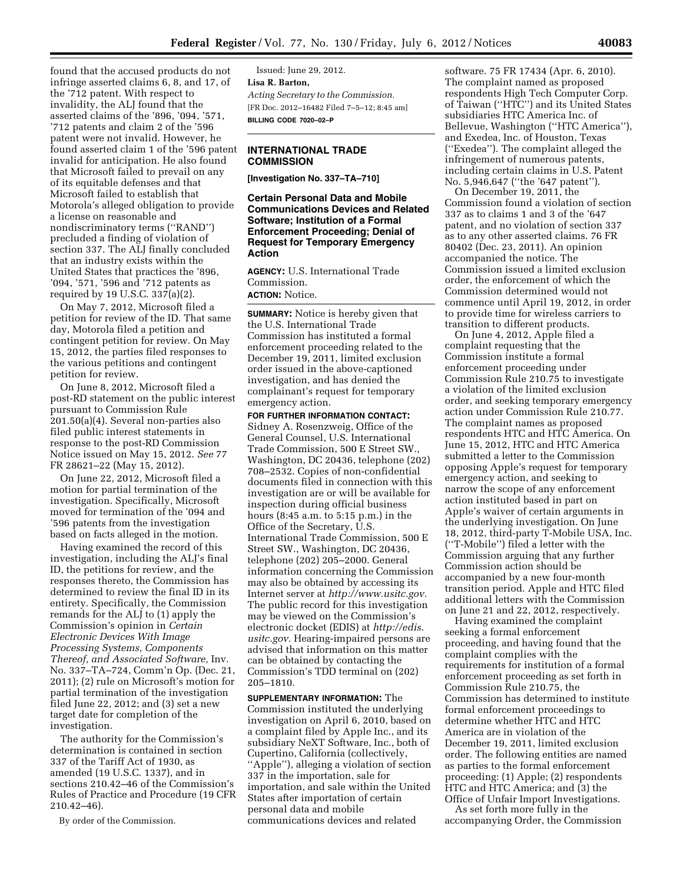found that the accused products do not infringe asserted claims 6, 8, and 17, of the '712 patent. With respect to invalidity, the ALJ found that the asserted claims of the '896, '094, '571, '712 patents and claim 2 of the '596 patent were not invalid. However, he found asserted claim 1 of the '596 patent invalid for anticipation. He also found that Microsoft failed to prevail on any of its equitable defenses and that Microsoft failed to establish that Motorola's alleged obligation to provide a license on reasonable and nondiscriminatory terms (''RAND'') precluded a finding of violation of section 337. The ALJ finally concluded that an industry exists within the United States that practices the '896, '094, '571, '596 and '712 patents as required by 19 U.S.C. 337(a)(2).

On May 7, 2012, Microsoft filed a petition for review of the ID. That same day, Motorola filed a petition and contingent petition for review. On May 15, 2012, the parties filed responses to the various petitions and contingent petition for review.

On June 8, 2012, Microsoft filed a post-RD statement on the public interest pursuant to Commission Rule 201.50(a)(4). Several non-parties also filed public interest statements in response to the post-RD Commission Notice issued on May 15, 2012. *See* 77 FR 28621–22 (May 15, 2012).

On June 22, 2012, Microsoft filed a motion for partial termination of the investigation. Specifically, Microsoft moved for termination of the '094 and '596 patents from the investigation based on facts alleged in the motion.

Having examined the record of this investigation, including the ALJ's final ID, the petitions for review, and the responses thereto, the Commission has determined to review the final ID in its entirety. Specifically, the Commission remands for the ALJ to (1) apply the Commission's opinion in *Certain Electronic Devices With Image Processing Systems, Components Thereof, and Associated Software,* Inv. No. 337–TA–724, Comm'n Op. (Dec. 21, 2011); (2) rule on Microsoft's motion for partial termination of the investigation filed June 22, 2012; and (3) set a new target date for completion of the investigation.

The authority for the Commission's determination is contained in section 337 of the Tariff Act of 1930, as amended (19 U.S.C. 1337), and in sections 210.42–46 of the Commission's Rules of Practice and Procedure (19 CFR 210.42–46).

By order of the Commission.

Issued: June 29, 2012.

**Lisa R. Barton,**

*Acting Secretary to the Commission.*

[FR Doc. 2012–16482 Filed 7–5–12; 8:45 am]

**BILLING CODE 7020–02–P**

---

## INTERNATIONAL TRADE COMMISSION

**[Investigation No. 337–TA–710]**

## Certain Personal Data and Mobile Communications Devices and Related Software; Institution of a Formal Enforcement Proceeding; Denial of Request for Temporary Emergency Action

**AGENCY:** U.S. International Trade Commission.

**ACTION:** Notice.

**SUMMARY:** Notice is hereby given that the U.S. International Trade Commission has instituted a formal enforcement proceeding related to the December 19, 2011, limited exclusion order issued in the above-captioned investigation, and has denied the complainant's request for temporary emergency action.

**FOR FURTHER INFORMATION CONTACT:** Sidney A. Rosenzweig, Office of the General Counsel, U.S. International Trade Commission, 500 E Street SW., Washington, DC 20436, telephone (202) 708–2532. Copies of non-confidential documents filed in connection with this investigation are or will be available for inspection during official business hours (8:45 a.m. to 5:15 p.m.) in the Office of the Secretary, U.S. International Trade Commission, 500 E Street SW., Washington, DC 20436, telephone (202) 205–2000. General information concerning the Commission may also be obtained by accessing its Internet server at *http://www.usitc.gov.* The public record for this investigation may be viewed on the Commission's electronic docket (EDIS) at *http://edis.usitc.gov.* Hearing-impaired persons are advised that information on this matter can be obtained by contacting the Commission's TDD terminal on (202) 205–1810.

**SUPPLEMENTARY INFORMATION:** The Commission instituted the underlying investigation on April 6, 2010, based on a complaint filed by Apple Inc., and its subsidiary NeXT Software, Inc., both of Cupertino, California (collectively, ''Apple''), alleging a violation of section 337 in the importation, sale for importation, and sale within the United States after importation of certain personal data and mobile communications devices and related software. 75 FR 17434 (Apr. 6, 2010). The complaint named as proposed respondents High Tech Computer Corp. of Taiwan (''HTC'') and its United States subsidiaries HTC America Inc. of Bellevue, Washington (''HTC America''), and Exedea, Inc. of Houston, Texas (''Exedea''). The complaint alleged the infringement of numerous patents, including certain claims in U.S. Patent No. 5,946,647 (''the '647 patent'').

On December 19, 2011, the Commission found a violation of section 337 as to claims 1 and 3 of the '647 patent, and no violation of section 337 as to any other asserted claims. 76 FR 80402 (Dec. 23, 2011). An opinion accompanied the notice. The Commission issued a limited exclusion order, the enforcement of which the Commission determined would not commence until April 19, 2012, in order to provide time for wireless carriers to transition to different products.

On June 4, 2012, Apple filed a complaint requesting that the Commission institute a formal enforcement proceeding under Commission Rule 210.75 to investigate a violation of the limited exclusion order, and seeking temporary emergency action under Commission Rule 210.77. The complaint names as proposed respondents HTC and HTC America. On June 15, 2012, HTC and HTC America submitted a letter to the Commission opposing Apple's request for temporary emergency action, and seeking to narrow the scope of any enforcement action instituted based in part on Apple's waiver of certain arguments in the underlying investigation. On June 18, 2012, third-party T-Mobile USA, Inc. (''T-Mobile'') filed a letter with the Commission arguing that any further Commission action should be accompanied by a new four-month transition period. Apple and HTC filed additional letters with the Commission on June 21 and 22, 2012, respectively.

Having examined the complaint seeking a formal enforcement proceeding, and having found that the complaint complies with the requirements for institution of a formal enforcement proceeding as set forth in Commission Rule 210.75, the Commission has determined to institute formal enforcement proceedings to determine whether HTC and HTC America are in violation of the December 19, 2011, limited exclusion order. The following entities are named as parties to the formal enforcement proceeding: (1) Apple; (2) respondents HTC and HTC America; and (3) the Office of Unfair Import Investigations.

As set forth more fully in the accompanying Order, the Commission